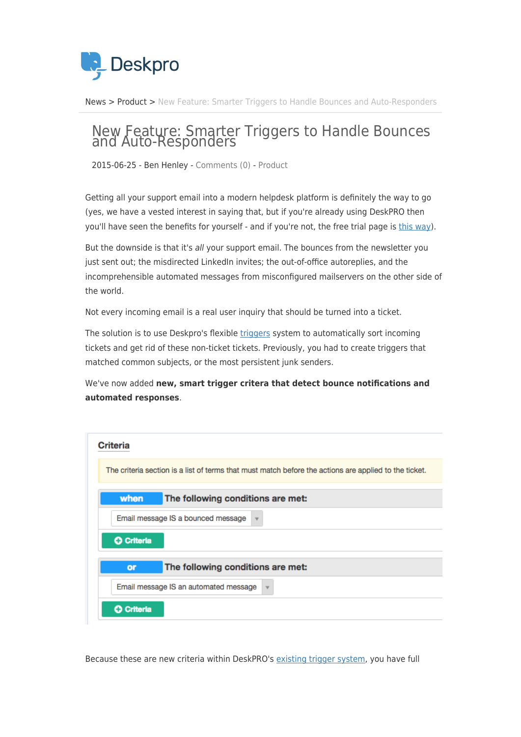Deskpro

News > Product > New Feature: Smarter Triggers to Handle Bounces and Auto-Responders

# New Feature: Smarter Triggers to Handle Bounces and Auto-Responders

2015-06-25 - Ben Henley - Comments (0) - Product

Getting all your support email into a modern helpdesk platform is definitely the way to go (yes, we have a vested interest in saying that, but if you're already using DeskPRO then you'll have seen the benefits for yourself - and if you're not, the free trial page is this way).

But the downside is that it's *all* your support email. The bounces from the newsletter you just sent out; the misdirected LinkedIn invites; the out-of-office autoreplies, and the incomprehensible automated messages from misconfigured mailservers on the other side of the world.

Not every incoming email is a real user inquiry that should be turned into a ticket.

The solution is to use Deskpro's flexible triggers system to automatically sort incoming tickets and get rid of these non-ticket tickets. Previously, you had to create triggers that matched common subjects, or the most persistent junk senders.

We've now added **new, smart trigger critera that detect bounce notifications and automated responses**.

**Criteria**

The criteria section is a list of terms that must match before the actions are applied to the ticket.

**when** **The following conditions are met:**

Email message IS a bounced message

Criteria

**or** **The following conditions are met:**

Email message IS an automated message

Criteria

Because these are new criteria within DeskPRO's existing trigger system, you have full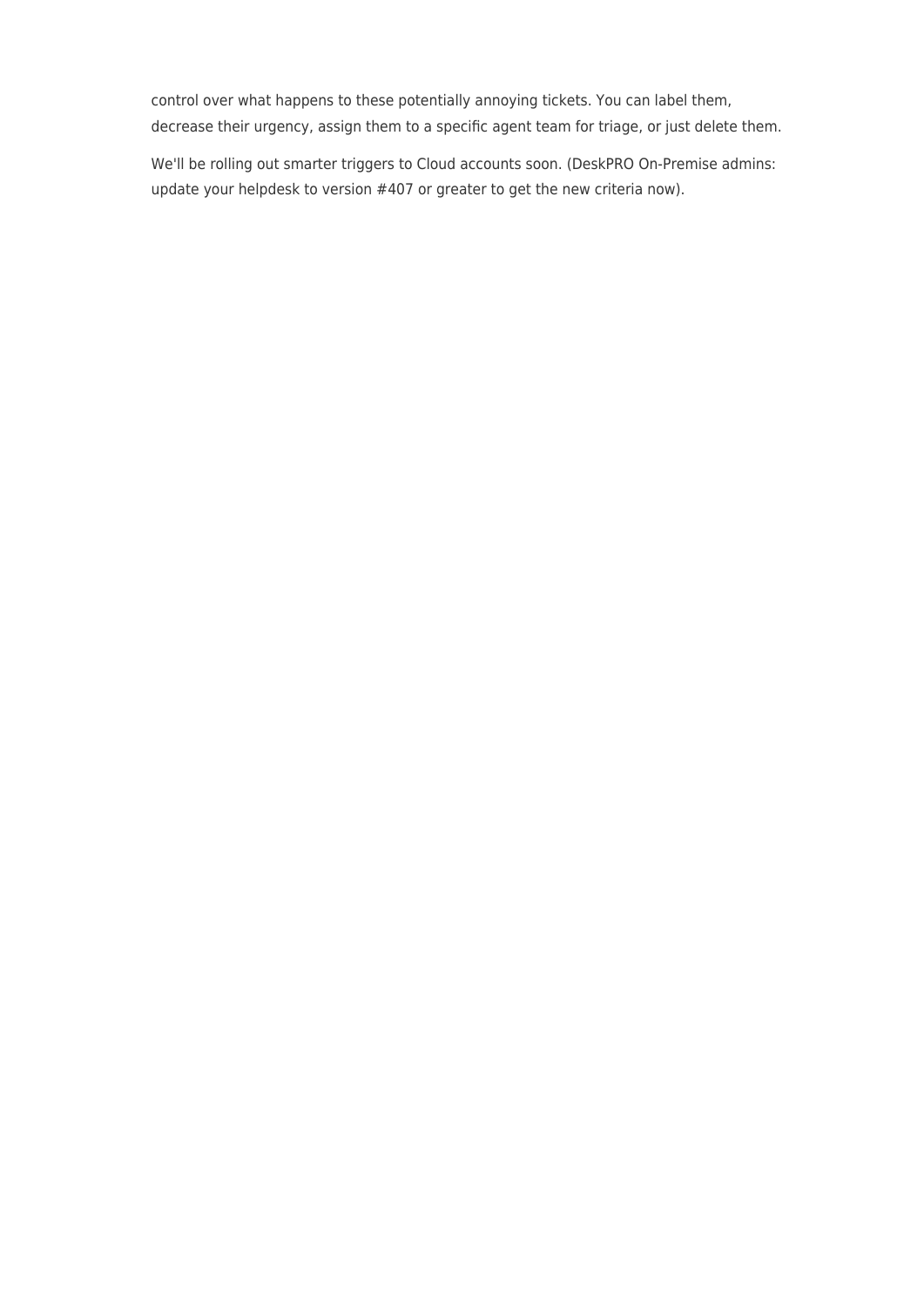control over what happens to these potentially annoying tickets. You can label them, decrease their urgency, assign them to a specific agent team for triage, or just delete them.

We'll be rolling out smarter triggers to Cloud accounts soon. (DeskPRO On-Premise admins: update your helpdesk to version #407 or greater to get the new criteria now).